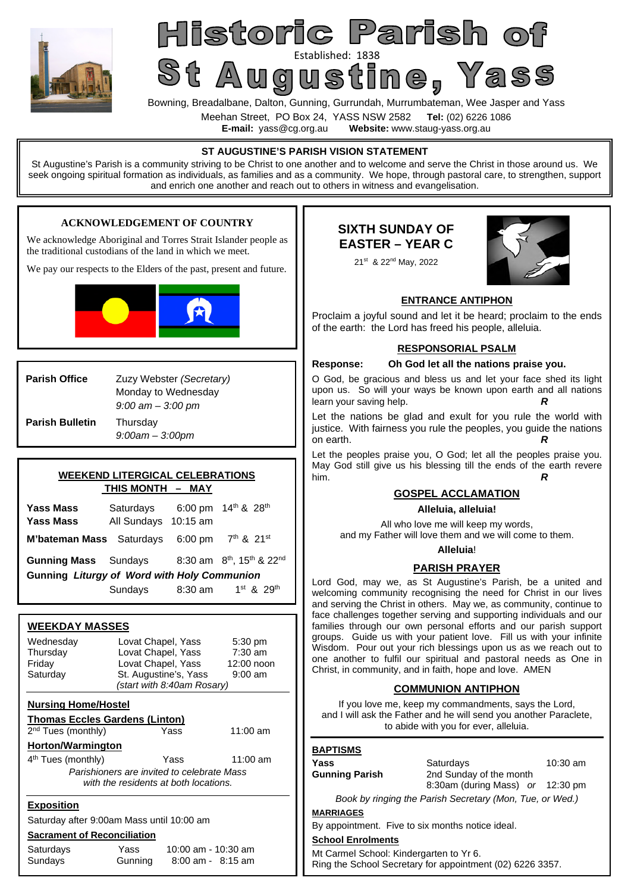# Historic Parish of

Established: 1838

# St Augustine, Yass

Bowning, Breadalbane, Dalton, Gunning, Gurrundah, Murrumbateman, Wee Jasper and Yass

Meehan Street, PO Box 24, YASS NSW 2582 **Tel:** (02) 6226 1086

**E-mail:** yass@cg.org.au **Website:** www.staug-yass.org.au

## ST AUGUSTINE'S PARISH VISION STATEMENT

St Augustine's Parish is a community striving to be Christ to one another and to welcome and serve the Christ in those around us. We seek ongoing spiritual formation as individuals, as families and as a community. We hope, through pastoral care, to strengthen, support and enrich one another and reach out to others in witness and evangelisation.

### ACKNOWLEDGEMENT OF COUNTRY

We acknowledge Aboriginal and Torres Strait Islander people as the traditional custodians of the land in which we meet.

We pay our respects to the Elders of the past, present and future.

| | | |
|---|---|---|
| **Parish Office** | Zuzy Webster *(Secretary)* Monday to Wednesday *9:00 am – 3:00 pm* | |
| **Parish Bulletin** | Thursday *9:00am – 3:00pm* | |

### WEEKEND LITERGICAL CELEBRATIONS THIS MONTH – MAY

| | | | |
|---|---|---|---|
| **Yass Mass** | Saturdays | 6:00 pm | 14th & 28th |
| **Yass Mass** | All Sundays | 10:15 am | |
| **M'bateman Mass** | Saturdays | 6:00 pm | 7th & 21st |
| **Gunning Mass** | Sundays | 8:30 am | 8th, 15th & 22nd |
| **Gunning *Liturgy of Word with Holy Communion*** | Sundays | 8:30 am | 1st & 29th |

### WEEKDAY MASSES

| | | |
|---|---|---|
| Wednesday | Lovat Chapel, Yass | 5:30 pm |
| Thursday | Lovat Chapel, Yass | 7:30 am |
| Friday | Lovat Chapel, Yass | 12:00 noon |
| Saturday | St. Augustine's, Yass *(start with 8:40am Rosary)* | 9:00 am |

**Nursing Home/Hostel**

**Thomas Eccles Gardens (Linton)**

2nd Tues (monthly) Yass 11:00 am

**Horton/Warmington**

4th Tues (monthly) Yass 11:00 am

*Parishioners are invited to celebrate Mass with the residents at both locations.*

**Exposition**

Saturday after 9:00am Mass until 10:00 am

**Sacrament of Reconciliation**

| | | |
|---|---|---|
| Saturdays | Yass | 10:00 am - 10:30 am |
| Sundays | Gunning | 8:00 am - 8:15 am |

## SIXTH SUNDAY OF EASTER – YEAR C

21st & 22nd May, 2022

### ENTRANCE ANTIPHON

Proclaim a joyful sound and let it be heard; proclaim to the ends of the earth: the Lord has freed his people, alleluia.

### RESPONSORIAL PSALM

**Response: Oh God let all the nations praise you.**

O God, be gracious and bless us and let your face shed its light upon us. So will your ways be known upon earth and all nations learn your saving help. ***R***

Let the nations be glad and exult for you rule the world with justice. With fairness you rule the peoples, you guide the nations on earth. ***R***

Let the peoples praise you, O God; let all the peoples praise you. May God still give us his blessing till the ends of the earth revere him. ***R***

### GOSPEL ACCLAMATION

**Alleluia, alleluia!**

All who love me will keep my words,
and my Father will love them and we will come to them.

**Alleluia**!

### PARISH PRAYER

Lord God, may we, as St Augustine's Parish, be a united and welcoming community recognising the need for Christ in our lives and serving the Christ in others. May we, as community, continue to face challenges together serving and supporting individuals and our families through our own personal efforts and our parish support groups. Guide us with your patient love. Fill us with your infinite Wisdom. Pour out your rich blessings upon us as we reach out to one another to fulfil our spiritual and pastoral needs as One in Christ, in community, and in faith, hope and love. AMEN

### COMMUNION ANTIPHON

If you love me, keep my commandments, says the Lord,
and I will ask the Father and he will send you another Paraclete,
to abide with you for ever, alleluia.

### BAPTISMS

| | | |
|---|---|---|
| **Yass** | Saturdays | 10:30 am |
| **Gunning Parish** | 2nd Sunday of the month 8:30am (during Mass) *or* | 12:30 pm |

*Book by ringing the Parish Secretary (Mon, Tue, or Wed.)*

**MARRIAGES**

By appointment. Five to six months notice ideal.

**School Enrolments**

Mt Carmel School: Kindergarten to Yr 6.
Ring the School Secretary for appointment (02) 6226 3357.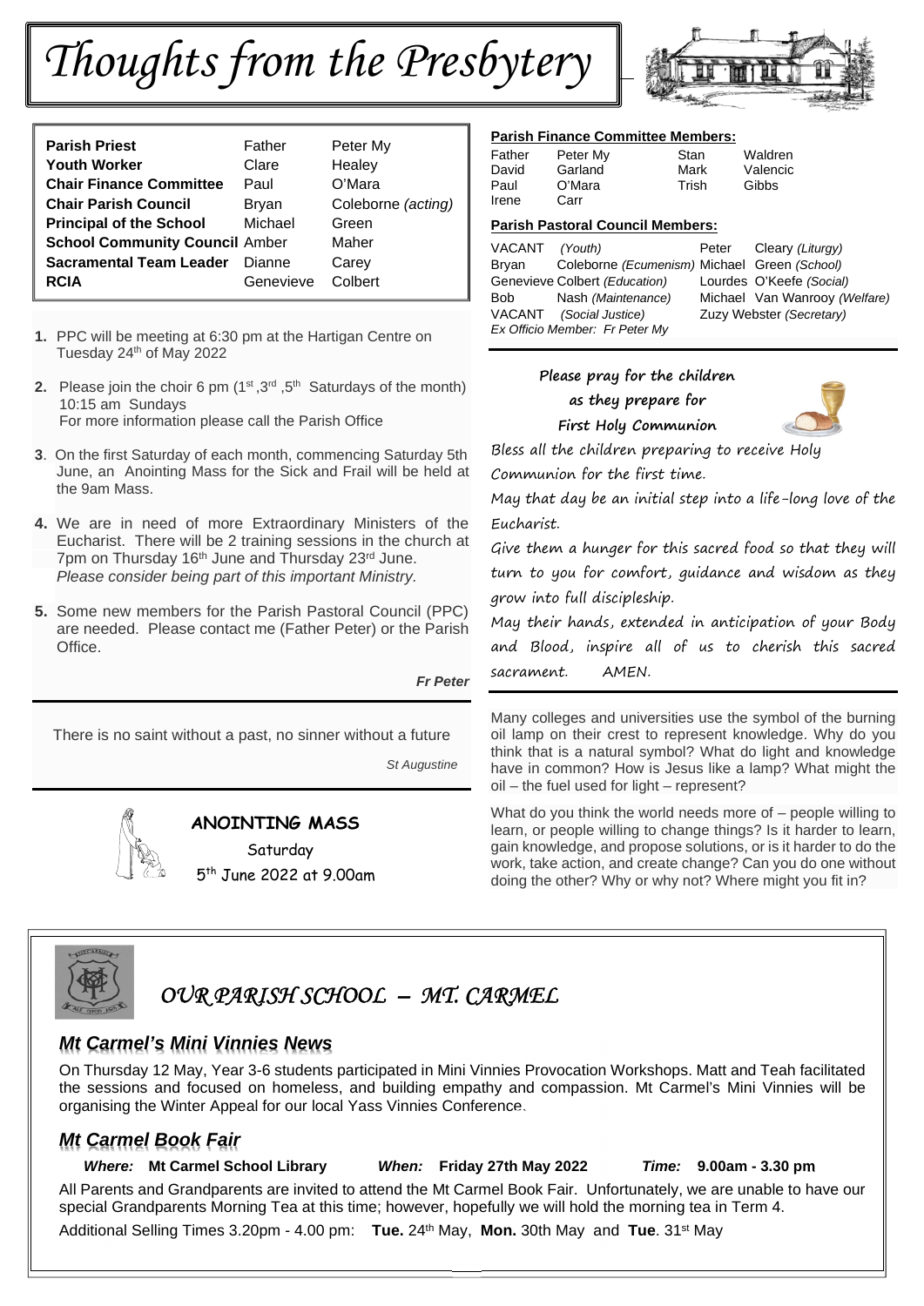# Thoughts from the Presbytery

| | | |
|---|---|---|
| **Parish Priest** | Father | Peter My |
| **Youth Worker** | Clare | Healey |
| **Chair Finance Committee** | Paul | O'Mara |
| **Chair Parish Council** | Bryan | Coleborne *(acting)* |
| **Principal of the School** | Michael | Green |
| **School Community Council** | Amber | Maher |
| **Sacramental Team Leader** | Dianne | Carey |
| **RCIA** | Genevieve | Colbert |

1. PPC will be meeting at 6:30 pm at the Hartigan Centre on Tuesday 24th of May 2022
2. Please join the choir 6 pm (1st ,3rd ,5th Saturdays of the month) 10:15 am Sundays
   For more information please call the Parish Office
3. On the first Saturday of each month, commencing Saturday 5th June, an Anointing Mass for the Sick and Frail will be held at the 9am Mass.
4. We are in need of more Extraordinary Ministers of the Eucharist. There will be 2 training sessions in the church at 7pm on Thursday 16th June and Thursday 23rd June. *Please consider being part of this important Ministry.*
5. Some new members for the Parish Pastoral Council (PPC) are needed. Please contact me (Father Peter) or the Parish Office.

***Fr Peter***

There is no saint without a past, no sinner without a future

*St Augustine*

**ANOINTING MASS**

Saturday

5th June 2022 at 9.00am

**Parish Finance Committee Members:**

| | | | |
|---|---|---|---|
| Father | Peter My | Stan | Waldren |
| David | Garland | Mark | Valencic |
| Paul | O'Mara | Trish | Gibbs |
| Irene | Carr | | |

**Parish Pastoral Council Members:**

| | | | |
|---|---|---|---|
| VACANT | *(Youth)* | Peter | Cleary *(Liturgy)* |
| Bryan | Coleborne *(Ecumenism)* | Michael | Green *(School)* |
| Genevieve | Colbert *(Education)* | Lourdes | O'Keefe *(Social)* |
| Bob | Nash *(Maintenance)* | Michael | Van Wanrooy *(Welfare)* |
| VACANT | *(Social Justice)* | Zuzy | Webster *(Secretary)* |

*Ex Officio Member: Fr Peter My*

**Please pray for the children as they prepare for First Holy Communion**

Bless all the children preparing to receive Holy Communion for the first time.

May that day be an initial step into a life-long love of the Eucharist.

Give them a hunger for this sacred food so that they will turn to you for comfort, guidance and wisdom as they grow into full discipleship.

May their hands, extended in anticipation of your Body and Blood, inspire all of us to cherish this sacred sacrament. AMEN.

Many colleges and universities use the symbol of the burning oil lamp on their crest to represent knowledge. Why do you think that is a natural symbol? What do light and knowledge have in common? How is Jesus like a lamp? What might the oil – the fuel used for light – represent?

What do you think the world needs more of – people willing to learn, or people willing to change things? Is it harder to learn, gain knowledge, and propose solutions, or is it harder to do the work, take action, and create change? Can you do one without doing the other? Why or why not? Where might you fit in?

## *OUR PARISH SCHOOL – MT. CARMEL*

### *Mt Carmel's Mini Vinnies News*

On Thursday 12 May, Year 3-6 students participated in Mini Vinnies Provocation Workshops. Matt and Teah facilitated the sessions and focused on homeless, and building empathy and compassion. Mt Carmel's Mini Vinnies will be organising the Winter Appeal for our local Yass Vinnies Conference.

### *Mt Carmel Book Fair*

***Where:*** **Mt Carmel School Library** ***When:*** **Friday 27th May 2022** ***Time:*** **9.00am - 3.30 pm**

All Parents and Grandparents are invited to attend the Mt Carmel Book Fair. Unfortunately, we are unable to have our special Grandparents Morning Tea at this time; however, hopefully we will hold the morning tea in Term 4.

Additional Selling Times 3.20pm - 4.00 pm: **Tue.** 24th May, **Mon.** 30th May and **Tue**. 31st May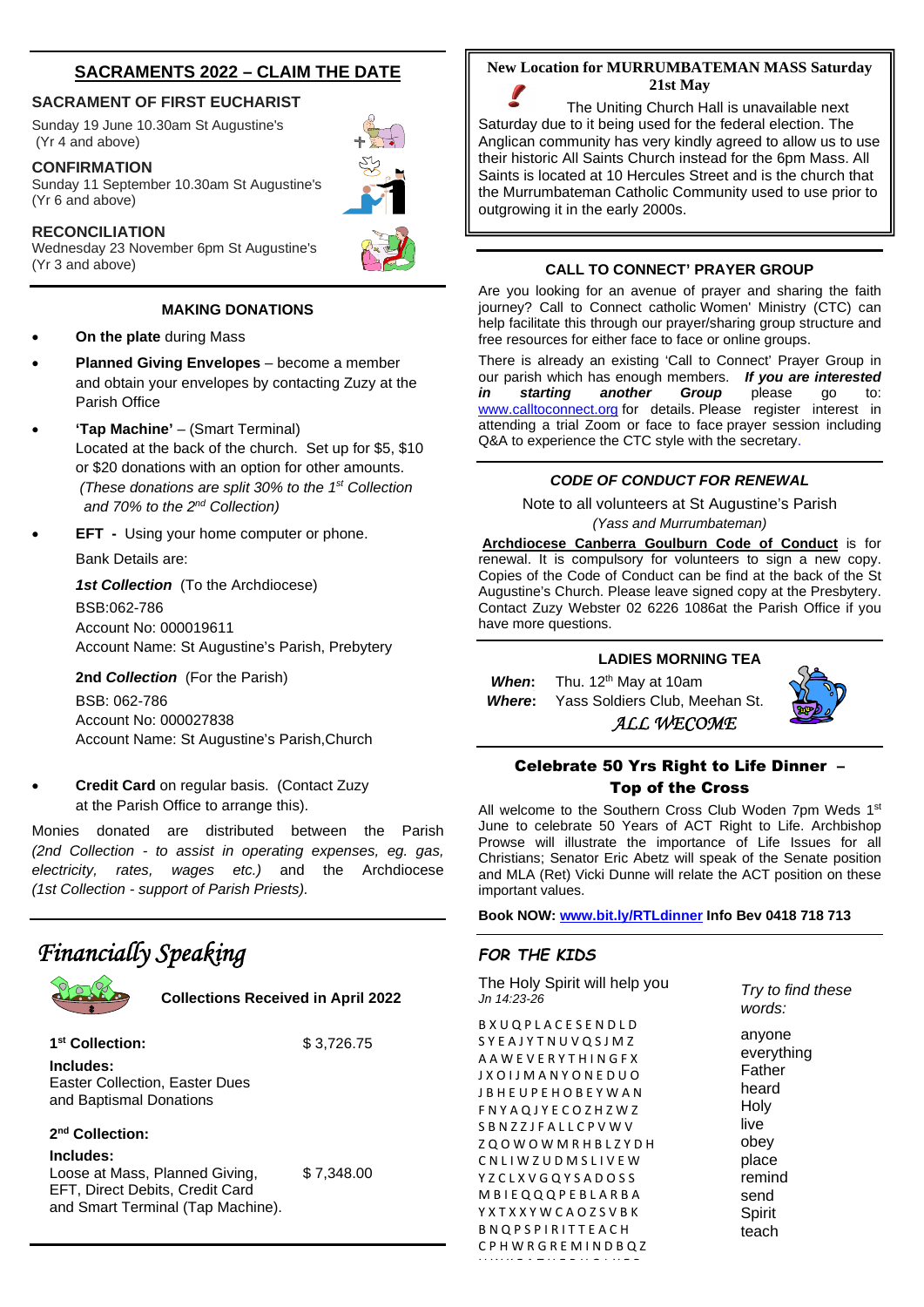## SACRAMENTS 2022 – CLAIM THE DATE

### SACRAMENT OF FIRST EUCHARIST

Sunday 19 June 10.30am St Augustine's (Yr 4 and above)

### CONFIRMATION

Sunday 11 September 10.30am St Augustine's (Yr 6 and above)

### RECONCILIATION

Wednesday 23 November 6pm St Augustine's (Yr 3 and above)

### MAKING DONATIONS

- **On the plate** during Mass
- **Planned Giving Envelopes** – become a member and obtain your envelopes by contacting Zuzy at the Parish Office
- **'Tap Machine'** – (Smart Terminal) Located at the back of the church. Set up for $5, $10 or $20 donations with an option for other amounts. *(These donations are split 30% to the 1st Collection and 70% to the 2nd Collection)*
- **EFT -** Using your home computer or phone.

  Bank Details are:

  ***1st Collection*** (To the Archdiocese)
  BSB:062-786
  Account No: 000019611
  Account Name: St Augustine's Parish, Prebytery

  **2nd *Collection*** (For the Parish)
  BSB: 062-786
  Account No: 000027838
  Account Name: St Augustine's Parish,Church

- **Credit Card** on regular basis. (Contact Zuzy at the Parish Office to arrange this).

Monies donated are distributed between the Parish *(2nd Collection - to assist in operating expenses, eg. gas, electricity, rates, wages etc.)* and the Archdiocese *(1st Collection - support of Parish Priests).*

## *Financially Speaking*

**Collections Received in April 2022**

**1st Collection:** $ 3,726.75

**Includes:**
Easter Collection, Easter Dues and Baptismal Donations

**2nd Collection:**

**Includes:**
Loose at Mass, Planned Giving, EFT, Direct Debits, Credit Card and Smart Terminal (Tap Machine). $ 7,348.00

---

**New Location for MURRUMBATEMAN MASS Saturday 21st May**

The Uniting Church Hall is unavailable next Saturday due to it being used for the federal election. The Anglican community has very kindly agreed to allow us to use their historic All Saints Church instead for the 6pm Mass. All Saints is located at 10 Hercules Street and is the church that the Murrumbateman Catholic Community used to use prior to outgrowing it in the early 2000s.

### CALL TO CONNECT' PRAYER GROUP

Are you looking for an avenue of prayer and sharing the faith journey? Call to Connect catholic Women' Ministry (CTC) can help facilitate this through our prayer/sharing group structure and free resources for either face to face or online groups.

There is already an existing 'Call to Connect' Prayer Group in our parish which has enough members. ***If you are interested in starting another Group*** please go to: www.calltoconnect.org for details. Please register interest in attending a trial Zoom or face to face prayer session including Q&A to experience the CTC style with the secretary.

### *CODE OF CONDUCT FOR RENEWAL*

Note to all volunteers at St Augustine's Parish
*(Yass and Murrumbateman)*

**Archdiocese Canberra Goulburn Code of Conduct** is for renewal. It is compulsory for volunteers to sign a new copy. Copies of the Code of Conduct can be find at the back of the St Augustine's Church. Please leave signed copy at the Presbytery. Contact Zuzy Webster 02 6226 1086at the Parish Office if you have more questions.

### LADIES MORNING TEA

***When*:** Thu. 12th May at 10am
***Where*:** Yass Soldiers Club, Meehan St.

*ALL WELCOME*

### Celebrate 50 Yrs Right to Life Dinner – Top of the Cross

All welcome to the Southern Cross Club Woden 7pm Weds 1st June to celebrate 50 Years of ACT Right to Life. Archbishop Prowse will illustrate the importance of Life Issues for all Christians; Senator Eric Abetz will speak of the Senate position and MLA (Ret) Vicki Dunne will relate the ACT position on these important values.

**Book NOW: www.bit.ly/RTLdinner Info Bev 0418 718 713**

### *FOR THE KIDS*

The Holy Spirit will help you
*Jn 14:23-26*

```
B X U Q P L A C E S E N D L D
S Y E A J Y T N U V Q S J M Z
A A W E V E R Y T H I N G F X
J X O I J M A N Y O N E D U O
J B H E U P E H O B E Y W A N
F N Y A Q J Y E C O Z H Z W Z
S B N Z Z J F A L L C P V W V
Z Q O W O W M R H B L Z Y D H
C N L I W Z U D M S L I V E W
Y Z C L X V G Q Y S A D O S S
M B I E Q Q Q P E B L A R B A
Y X T X X Y W C A O Z S V B K
B N Q P S P I R I T T E A C H
C P H W R G R E M I N D B Q Z
```

*Try to find these words:*

anyone
everything
Father
heard
Holy
live
obey
place
remind
send
Spirit
teach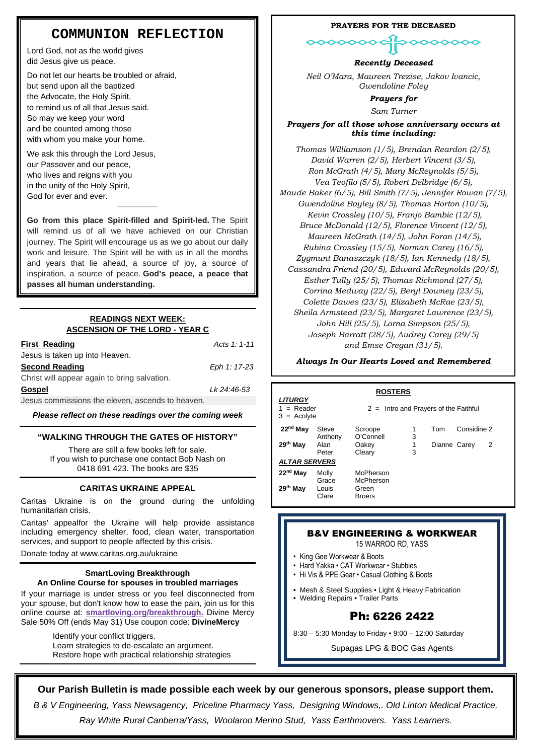# COMMUNION REFLECTION

Lord God, not as the world gives
did Jesus give us peace.

Do not let our hearts be troubled or afraid,
but send upon all the baptized
the Advocate, the Holy Spirit,
to remind us of all that Jesus said.
So may we keep your word
and be counted among those
with whom you make your home.

We ask this through the Lord Jesus,
our Passover and our peace,
who lives and reigns with you
in the unity of the Holy Spirit,
God for ever and ever.

**Go from this place Spirit-filled and Spirit-led.** The Spirit will remind us of all we have achieved on our Christian journey. The Spirit will encourage us as we go about our daily work and leisure. The Spirit will be with us in all the months and years that lie ahead, a source of joy, a source of inspiration, a source of peace. **God's peace, a peace that passes all human understanding.**

## READINGS NEXT WEEK: ASCENSION OF THE LORD - YEAR C

**First Reading** — *Acts 1: 1-11*
Jesus is taken up into Heaven.

**Second Reading** — *Eph 1: 17-23*
Christ will appear again to bring salvation.

**Gospel** — *Lk 24:46-53*
Jesus commissions the eleven, ascends to heaven.

***Please reflect on these readings over the coming week***

## "WALKING THROUGH THE GATES OF HISTORY"

There are still a few books left for sale.
If you wish to purchase one contact Bob Nash on 0418 691 423. The books are $35

## CARITAS UKRAINE APPEAL

Caritas Ukraine is on the ground during the unfolding humanitarian crisis.

Caritas' appealfor the Ukraine will help provide assistance including emergency shelter, food, clean water, transportation services, and support to people affected by this crisis.

Donate today at www.caritas.org.au/ukraine

## SmartLoving Breakthrough
### An Online Course for spouses in troubled marriages

If your marriage is under stress or you feel disconnected from your spouse, but don't know how to ease the pain, join us for this online course at: **smartloving.org/breakthrough.** Divine Mercy Sale 50% Off (ends May 31) Use coupon code: **DivineMercy**

Identify your conflict triggers.
Learn strategies to de-escalate an argument.
Restore hope with practical relationship strategies

## PRAYERS FOR THE DECEASED

***Recently Deceased***

*Neil O'Mara, Maureen Trezise, Jakov Ivancic, Gwendoline Foley*

***Prayers for***

*Sam Turner*

***Prayers for all those whose anniversary occurs at this time including:***

*Thomas Williamson (1/5), Brendan Reardon (2/5), David Warren (2/5), Herbert Vincent (3/5), Ron McGrath (4/5), Mary McReynolds (5/5), Vea Teofilo (5/5), Robert Delbridge (6/5), Maude Baker (6/5), Bill Smith (7/5), Jennifer Rowan (7/5), Gwendoline Bayley (8/5), Thomas Horton (10/5), Kevin Crossley (10/5), Franjo Bambic (12/5), Bruce McDonald (12/5), Florence Vincent (12/5), Maureen McGrath (14/5), John Foran (14/5), Rubina Crossley (15/5), Norman Carey (16/5), Zygmunt Banaszczyk (18/5), Ian Kennedy (18/5), Cassandra Friend (20/5), Edward McReynolds (20/5), Esther Tully (25/5), Thomas Richmond (27/5), Corrina Medway (22/5), Beryl Downey (23/5), Colette Dawes (23/5), Elizabeth McRae (23/5), Sheila Armstead (23/5), Margaret Lawrence (23/5), John Hill (25/5), Lorna Simpson (25/5), Joseph Barratt (28/5), Audrey Carey (29/5) and Emse Cregan (31/5).*

***Always In Our Hearts Loved and Remembered***

## ROSTERS

***LITURGY***
1 = Reader  2 = Intro and Prayers of the Faithful
3 = Acolyte

| | | | | | | |
|---|---|---|---|---|---|---|
| 22[nd] May | Steve | Scroope | 1 | Tom | Considine | 2 |
| | Anthony | O'Connell | 3 | | | |
| 29[th] May | Alan | Oakey | 1 | Dianne | Carey | 2 |
| | Peter | Cleary | 3 | | | |

***ALTAR SERVERS***

| | | |
|---|---|---|
| 22[nd] May | Molly | McPherson |
| | Grace | McPherson |
| 29[th] May | Louis | Green |
| | Clare | Broers |

## B&V ENGINEERING & WORKWEAR
15 WARROO RD, YASS

- King Gee Workwear & Boots
- Hard Yakka • CAT Workwear • Stubbies
- Hi Vis & PPE Gear • Casual Clothing & Boots
- Mesh & Steel Supplies • Light & Heavy Fabrication
- Welding Repairs • Trailer Parts

## Ph: 6226 2422

8:30 – 5:30 Monday to Friday • 9:00 – 12:00 Saturday

Supagas LPG & BOC Gas Agents

**Our Parish Bulletin is made possible each week by our generous sponsors, please support them.**

*B & V Engineering, Yass Newsagency, Priceline Pharmacy Yass, Designing Windows,. Old Linton Medical Practice, Ray White Rural Canberra/Yass, Woolaroo Merino Stud, Yass Earthmovers. Yass Learners.*